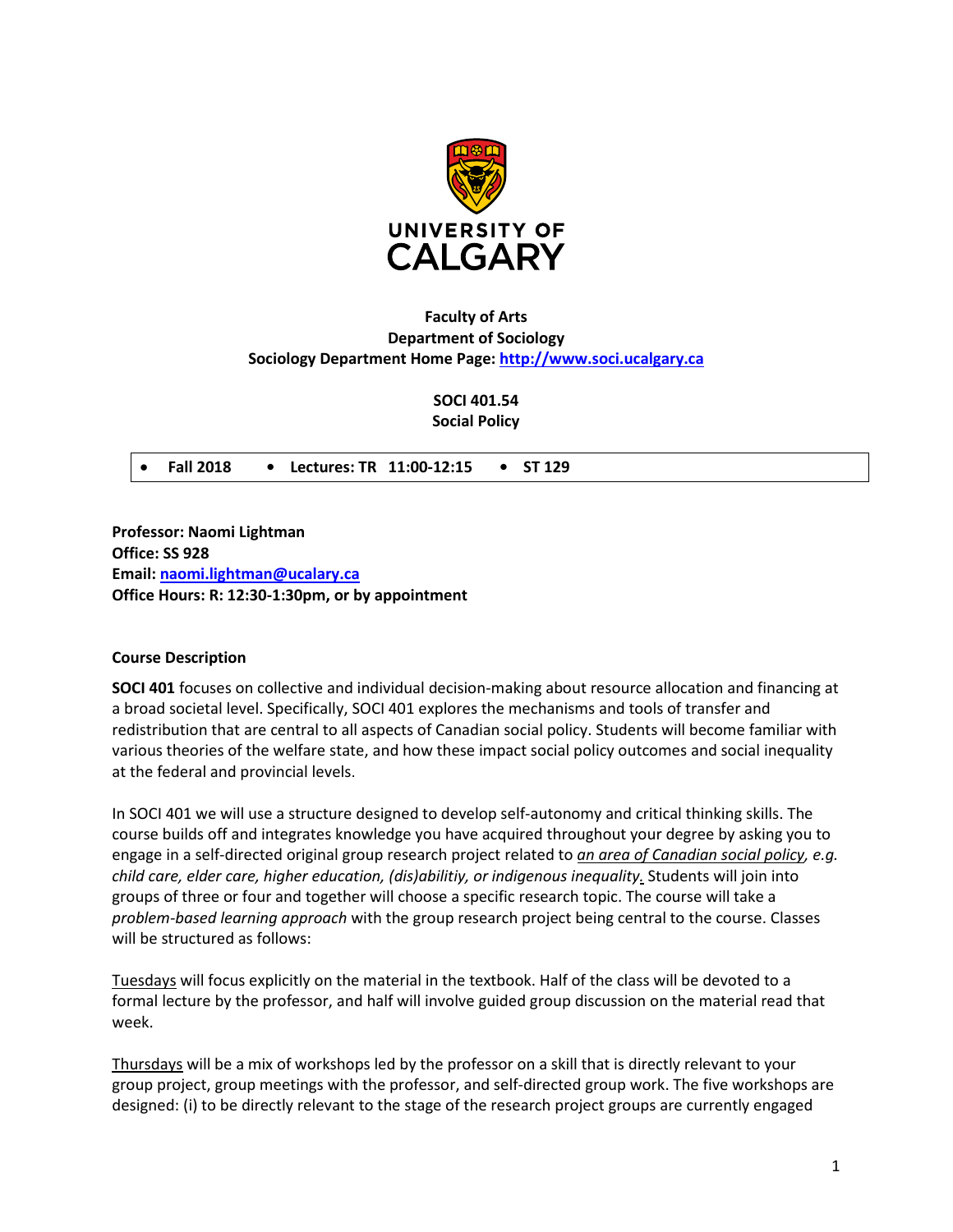**UNIVERSITY OF CALGARY**

**Faculty of Arts**
**Department of Sociology**
**Sociology Department Home Page: [http://www.soci.ucalgary.ca](http://www.soci.ucalgary.ca)**

**SOCI 401.54**
**Social Policy**

| • Fall 2018 | • Lectures: TR 11:00-12:15 | • ST 129 |
|---|---|---|

**Professor: Naomi Lightman**
**Office: SS 928**
**Email: naomi.lightman@ucalary.ca**
**Office Hours: R: 12:30-1:30pm, or by appointment**

**Course Description**

**SOCI 401** focuses on collective and individual decision-making about resource allocation and financing at a broad societal level. Specifically, SOCI 401 explores the mechanisms and tools of transfer and redistribution that are central to all aspects of Canadian social policy. Students will become familiar with various theories of the welfare state, and how these impact social policy outcomes and social inequality at the federal and provincial levels.

In SOCI 401 we will use a structure designed to develop self-autonomy and critical thinking skills. The course builds off and integrates knowledge you have acquired throughout your degree by asking you to engage in a self-directed original group research project related to _an area of Canadian social policy_, *e.g. child care, elder care, higher education, (dis)abilitiy, or indigenous inequality*. Students will join into groups of three or four and together will choose a specific research topic. The course will take a *problem-based learning approach* with the group research project being central to the course. Classes will be structured as follows:

_Tuesdays_ will focus explicitly on the material in the textbook. Half of the class will be devoted to a formal lecture by the professor, and half will involve guided group discussion on the material read that week.

_Thursdays_ will be a mix of workshops led by the professor on a skill that is directly relevant to your group project, group meetings with the professor, and self-directed group work. The five workshops are designed: (i) to be directly relevant to the stage of the research project groups are currently engaged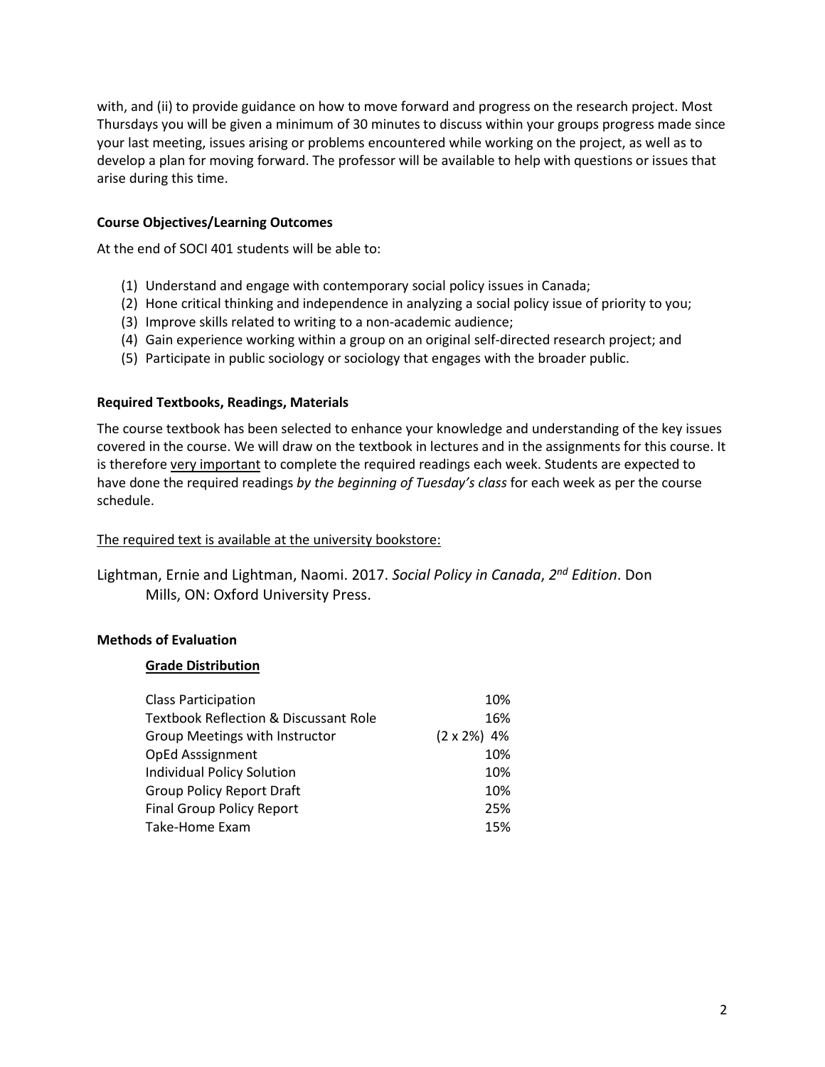with, and (ii) to provide guidance on how to move forward and progress on the research project. Most Thursdays you will be given a minimum of 30 minutes to discuss within your groups progress made since your last meeting, issues arising or problems encountered while working on the project, as well as to develop a plan for moving forward. The professor will be available to help with questions or issues that arise during this time.

**Course Objectives/Learning Outcomes**

At the end of SOCI 401 students will be able to:

(1) Understand and engage with contemporary social policy issues in Canada;
(2) Hone critical thinking and independence in analyzing a social policy issue of priority to you;
(3) Improve skills related to writing to a non-academic audience;
(4) Gain experience working within a group on an original self-directed research project; and
(5) Participate in public sociology or sociology that engages with the broader public.

**Required Textbooks, Readings, Materials**

The course textbook has been selected to enhance your knowledge and understanding of the key issues covered in the course. We will draw on the textbook in lectures and in the assignments for this course. It is therefore very important to complete the required readings each week. Students are expected to have done the required readings *by the beginning of Tuesday's class* for each week as per the course schedule.

The required text is available at the university bookstore:

Lightman, Ernie and Lightman, Naomi. 2017. *Social Policy in Canada*, *2nd Edition*. Don Mills, ON: Oxford University Press.

**Methods of Evaluation**

**Grade Distribution**

| | |
|---|---|
| Class Participation | 10% |
| Textbook Reflection & Discussant Role | 16% |
| Group Meetings with Instructor | (2 x 2%) 4% |
| OpEd Asssignment | 10% |
| Individual Policy Solution | 10% |
| Group Policy Report Draft | 10% |
| Final Group Policy Report | 25% |
| Take-Home Exam | 15% |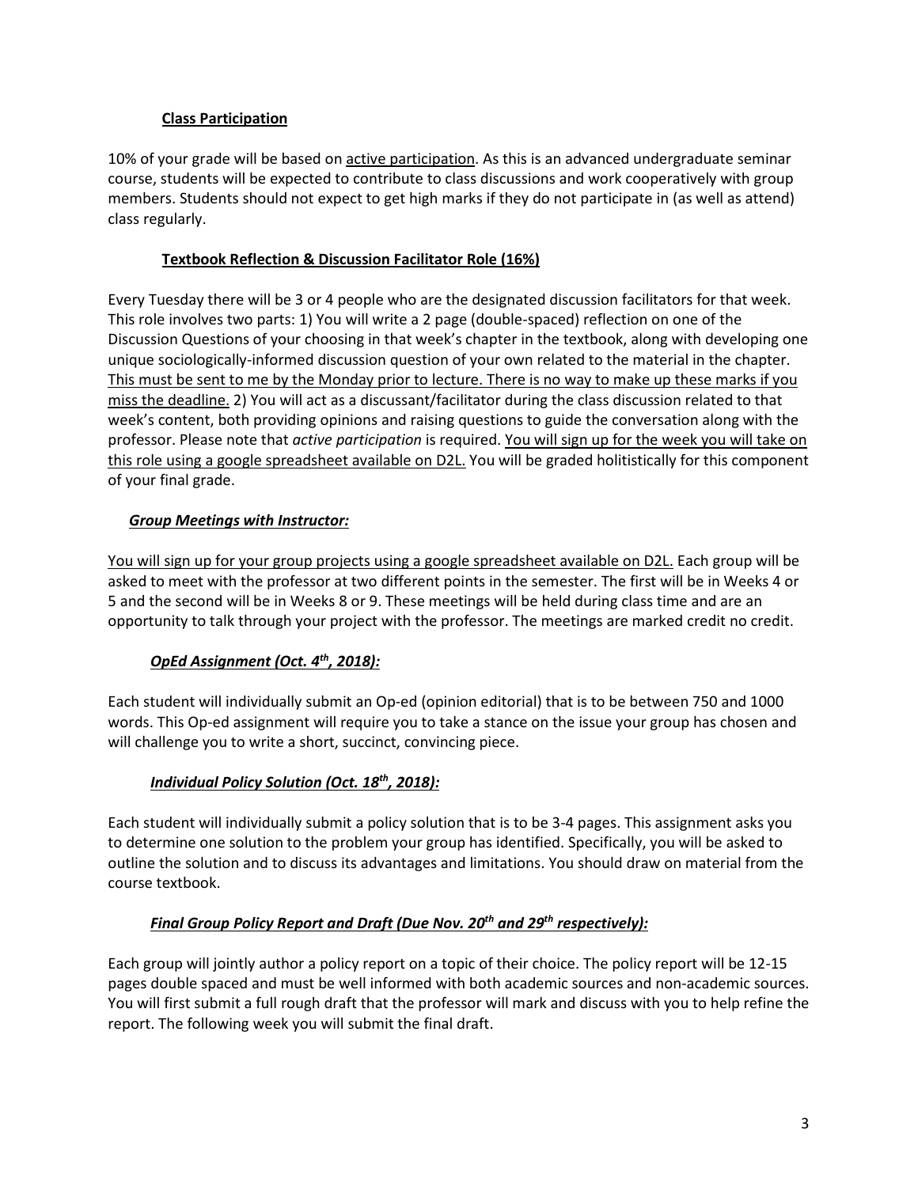### **Class Participation**

10% of your grade will be based on active participation. As this is an advanced undergraduate seminar course, students will be expected to contribute to class discussions and work cooperatively with group members. Students should not expect to get high marks if they do not participate in (as well as attend) class regularly.

### **Textbook Reflection & Discussion Facilitator Role (16%)**

Every Tuesday there will be 3 or 4 people who are the designated discussion facilitators for that week. This role involves two parts: 1) You will write a 2 page (double-spaced) reflection on one of the Discussion Questions of your choosing in that week's chapter in the textbook, along with developing one unique sociologically-informed discussion question of your own related to the material in the chapter. This must be sent to me by the Monday prior to lecture. There is no way to make up these marks if you miss the deadline. 2) You will act as a discussant/facilitator during the class discussion related to that week's content, both providing opinions and raising questions to guide the conversation along with the professor. Please note that *active participation* is required. You will sign up for the week you will take on this role using a google spreadsheet available on D2L. You will be graded holitistically for this component of your final grade.

### ***Group Meetings with Instructor:***

You will sign up for your group projects using a google spreadsheet available on D2L. Each group will be asked to meet with the professor at two different points in the semester. The first will be in Weeks 4 or 5 and the second will be in Weeks 8 or 9. These meetings will be held during class time and are an opportunity to talk through your project with the professor. The meetings are marked credit no credit.

### ***OpEd Assignment (Oct. 4th, 2018):***

Each student will individually submit an Op-ed (opinion editorial) that is to be between 750 and 1000 words. This Op-ed assignment will require you to take a stance on the issue your group has chosen and will challenge you to write a short, succinct, convincing piece.

### ***Individual Policy Solution (Oct. 18th, 2018):***

Each student will individually submit a policy solution that is to be 3-4 pages. This assignment asks you to determine one solution to the problem your group has identified. Specifically, you will be asked to outline the solution and to discuss its advantages and limitations. You should draw on material from the course textbook.

### ***Final Group Policy Report and Draft (Due Nov. 20th and 29th respectively):***

Each group will jointly author a policy report on a topic of their choice. The policy report will be 12-15 pages double spaced and must be well informed with both academic sources and non-academic sources. You will first submit a full rough draft that the professor will mark and discuss with you to help refine the report. The following week you will submit the final draft.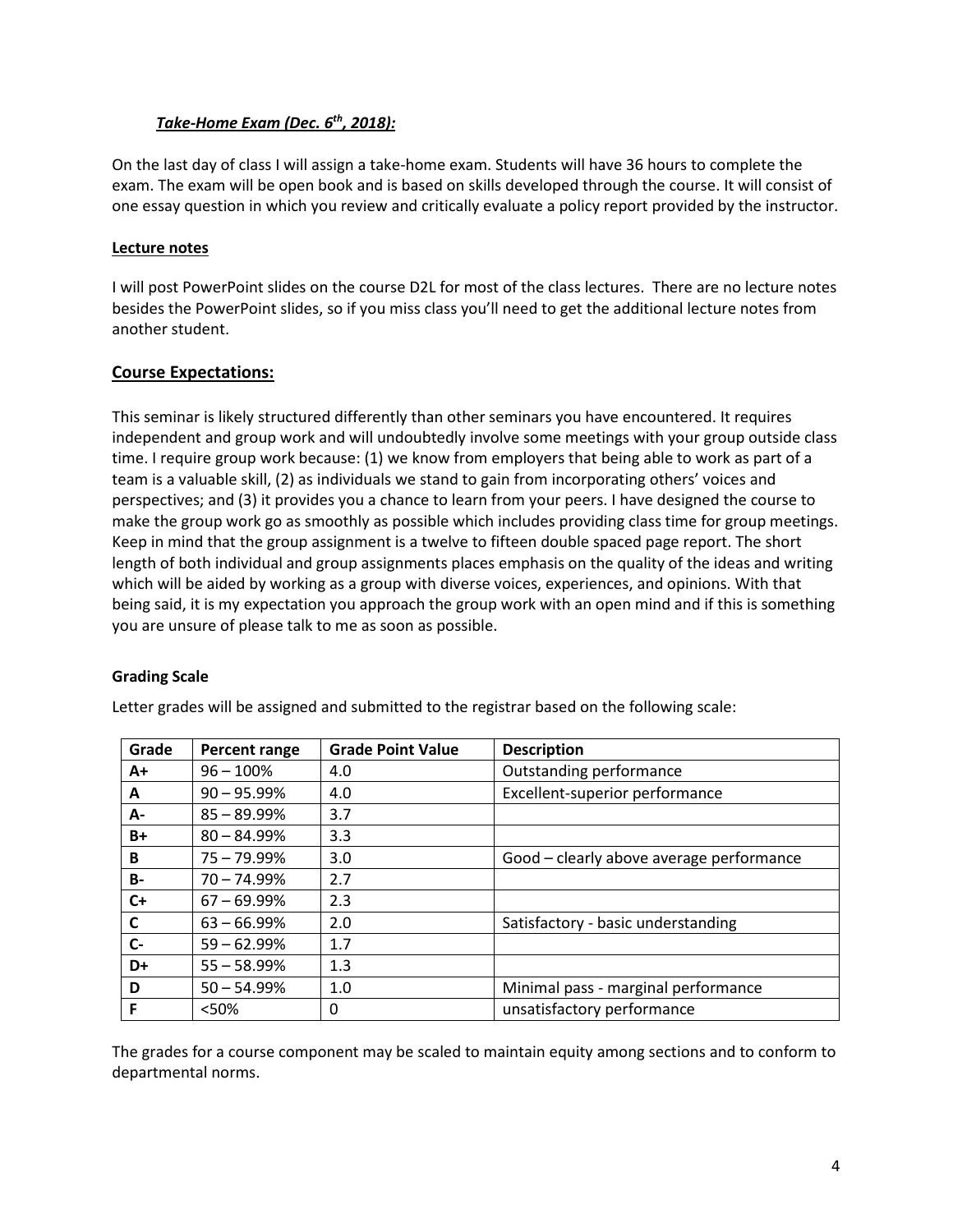***Take-Home Exam (Dec. 6th, 2018):***

On the last day of class I will assign a take-home exam. Students will have 36 hours to complete the exam. The exam will be open book and is based on skills developed through the course. It will consist of one essay question in which you review and critically evaluate a policy report provided by the instructor.

**Lecture notes**

I will post PowerPoint slides on the course D2L for most of the class lectures. There are no lecture notes besides the PowerPoint slides, so if you miss class you'll need to get the additional lecture notes from another student.

## Course Expectations:

This seminar is likely structured differently than other seminars you have encountered. It requires independent and group work and will undoubtedly involve some meetings with your group outside class time. I require group work because: (1) we know from employers that being able to work as part of a team is a valuable skill, (2) as individuals we stand to gain from incorporating others' voices and perspectives; and (3) it provides you a chance to learn from your peers. I have designed the course to make the group work go as smoothly as possible which includes providing class time for group meetings. Keep in mind that the group assignment is a twelve to fifteen double spaced page report. The short length of both individual and group assignments places emphasis on the quality of the ideas and writing which will be aided by working as a group with diverse voices, experiences, and opinions. With that being said, it is my expectation you approach the group work with an open mind and if this is something you are unsure of please talk to me as soon as possible.

### Grading Scale

Letter grades will be assigned and submitted to the registrar based on the following scale:

| Grade | Percent range | Grade Point Value | Description |
|---|---|---|---|
| A+ | 96 – 100% | 4.0 | Outstanding performance |
| A | 90 – 95.99% | 4.0 | Excellent-superior performance |
| A- | 85 – 89.99% | 3.7 | |
| B+ | 80 – 84.99% | 3.3 | |
| B | 75 – 79.99% | 3.0 | Good – clearly above average performance |
| B- | 70 – 74.99% | 2.7 | |
| C+ | 67 – 69.99% | 2.3 | |
| C | 63 – 66.99% | 2.0 | Satisfactory - basic understanding |
| C- | 59 – 62.99% | 1.7 | |
| D+ | 55 – 58.99% | 1.3 | |
| D | 50 – 54.99% | 1.0 | Minimal pass - marginal performance |
| F | <50% | 0 | unsatisfactory performance |

The grades for a course component may be scaled to maintain equity among sections and to conform to departmental norms.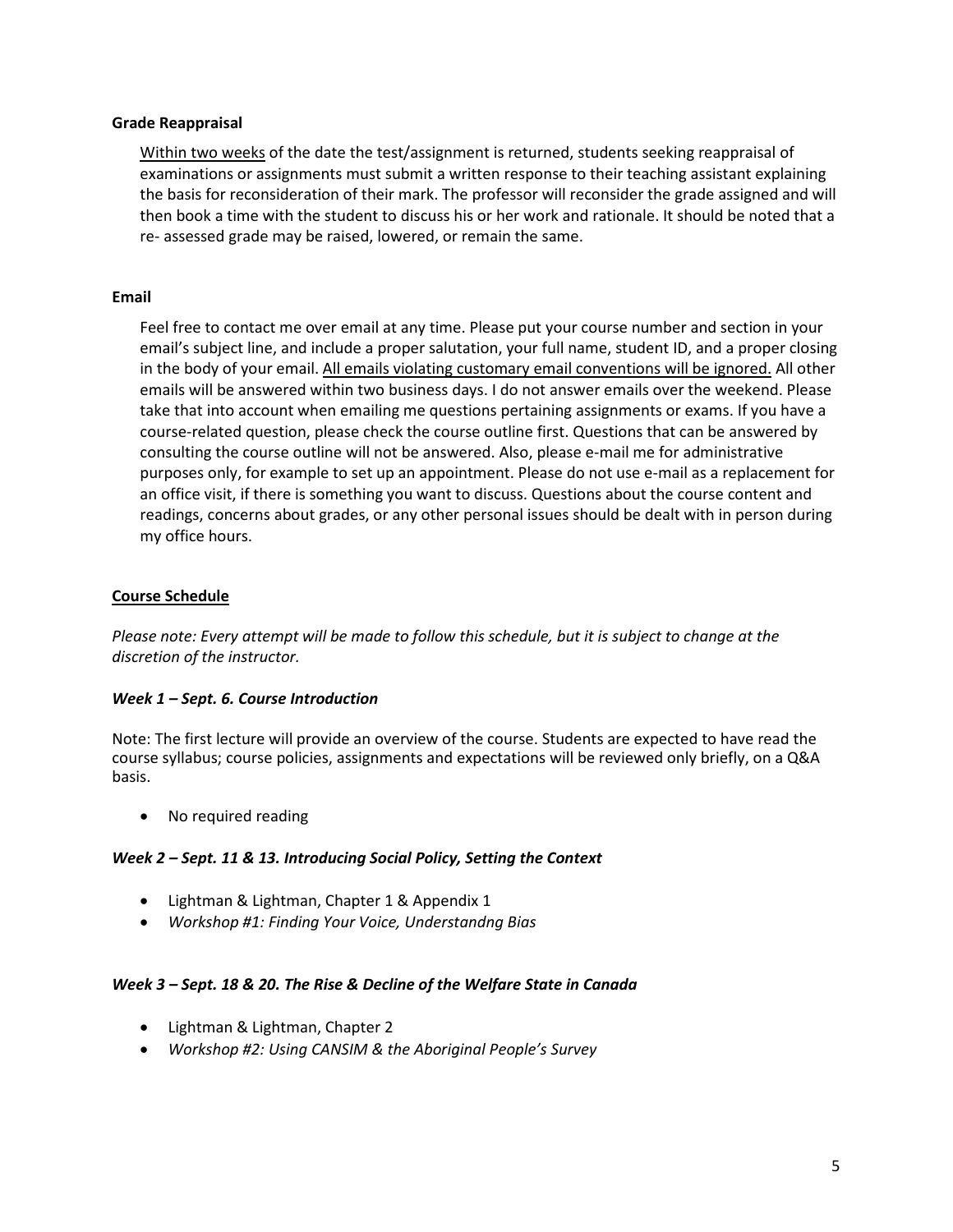**Grade Reappraisal**

Within two weeks of the date the test/assignment is returned, students seeking reappraisal of examinations or assignments must submit a written response to their teaching assistant explaining the basis for reconsideration of their mark. The professor will reconsider the grade assigned and will then book a time with the student to discuss his or her work and rationale. It should be noted that a re- assessed grade may be raised, lowered, or remain the same.

**Email**

Feel free to contact me over email at any time. Please put your course number and section in your email's subject line, and include a proper salutation, your full name, student ID, and a proper closing in the body of your email. All emails violating customary email conventions will be ignored. All other emails will be answered within two business days. I do not answer emails over the weekend. Please take that into account when emailing me questions pertaining assignments or exams. If you have a course-related question, please check the course outline first. Questions that can be answered by consulting the course outline will not be answered. Also, please e-mail me for administrative purposes only, for example to set up an appointment. Please do not use e-mail as a replacement for an office visit, if there is something you want to discuss. Questions about the course content and readings, concerns about grades, or any other personal issues should be dealt with in person during my office hours.

**Course Schedule**

*Please note: Every attempt will be made to follow this schedule, but it is subject to change at the discretion of the instructor.*

***Week 1 – Sept. 6. Course Introduction***

Note: The first lecture will provide an overview of the course. Students are expected to have read the course syllabus; course policies, assignments and expectations will be reviewed only briefly, on a Q&A basis.

- No required reading

***Week 2 – Sept. 11 & 13. Introducing Social Policy, Setting the Context***

- Lightman & Lightman, Chapter 1 & Appendix 1
- *Workshop #1: Finding Your Voice, Understandng Bias*

***Week 3 – Sept. 18 & 20. The Rise & Decline of the Welfare State in Canada***

- Lightman & Lightman, Chapter 2
- *Workshop #2: Using CANSIM & the Aboriginal People's Survey*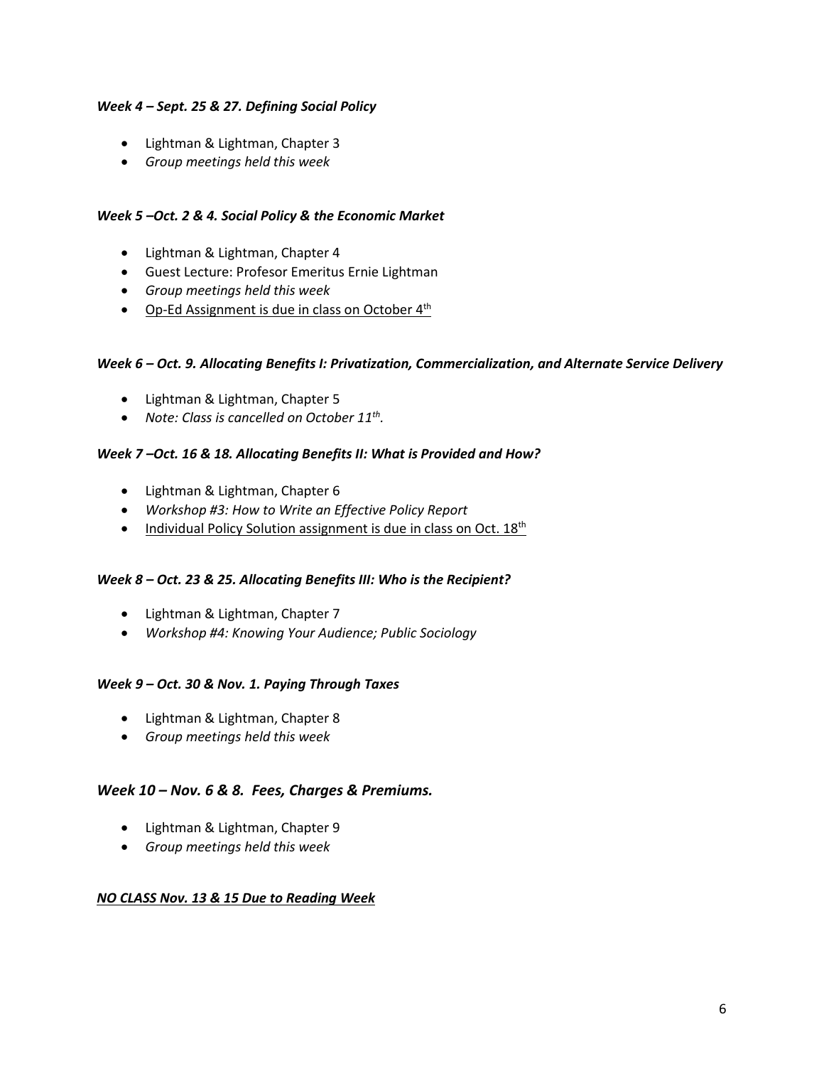***Week 4 – Sept. 25 & 27. Defining Social Policy***

- Lightman & Lightman, Chapter 3
- *Group meetings held this week*

***Week 5 –Oct. 2 & 4. Social Policy & the Economic Market***

- Lightman & Lightman, Chapter 4
- Guest Lecture: Profesor Emeritus Ernie Lightman
- *Group meetings held this week*
- <u>Op-Ed Assignment is due in class on October 4th</u>

***Week 6 – Oct. 9. Allocating Benefits I: Privatization, Commercialization, and Alternate Service Delivery***

- Lightman & Lightman, Chapter 5
- *Note: Class is cancelled on October 11th.*

***Week 7 –Oct. 16 & 18. Allocating Benefits II: What is Provided and How?***

- Lightman & Lightman, Chapter 6
- *Workshop #3: How to Write an Effective Policy Report*
- <u>Individual Policy Solution assignment is due in class on Oct. 18th</u>

***Week 8 – Oct. 23 & 25. Allocating Benefits III: Who is the Recipient?***

- Lightman & Lightman, Chapter 7
- *Workshop #4: Knowing Your Audience; Public Sociology*

***Week 9 – Oct. 30 & Nov. 1. Paying Through Taxes***

- Lightman & Lightman, Chapter 8
- *Group meetings held this week*

***Week 10 – Nov. 6 & 8. Fees, Charges & Premiums.***

- Lightman & Lightman, Chapter 9
- *Group meetings held this week*

***<u>NO CLASS Nov. 13 & 15 Due to Reading Week</u>***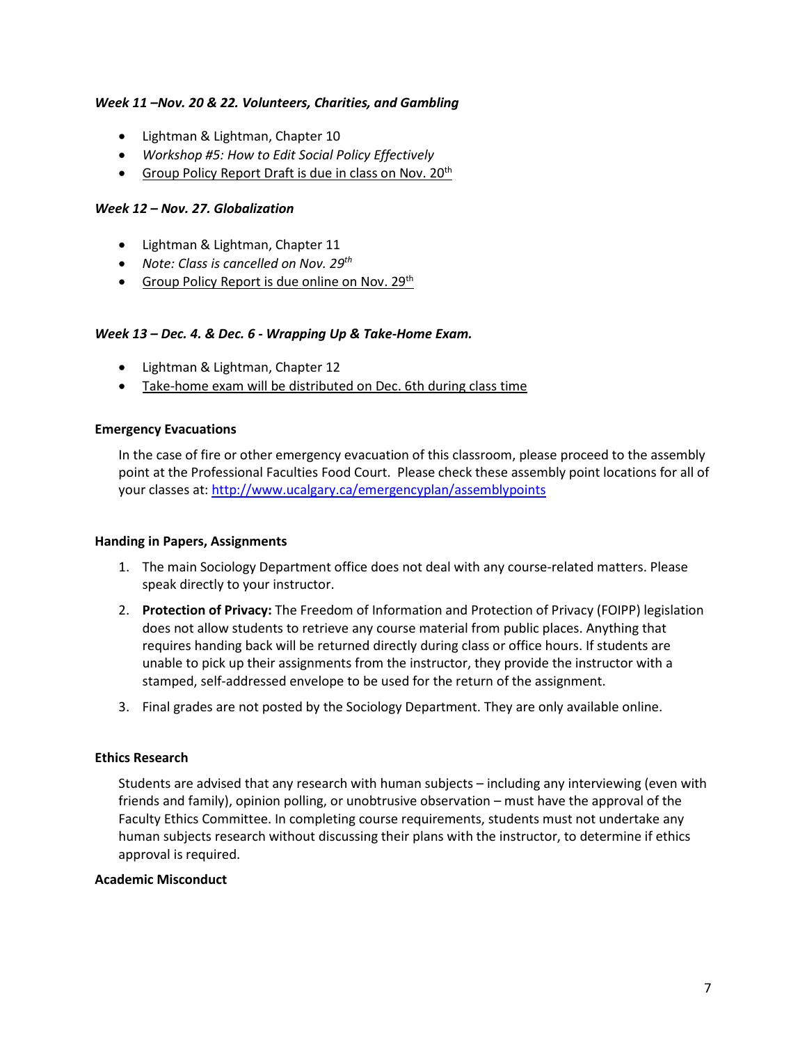### *Week 11 –Nov. 20 & 22. Volunteers, Charities, and Gambling*

- Lightman & Lightman, Chapter 10
- *Workshop #5: How to Edit Social Policy Effectively*
- <u>Group Policy Report Draft is due in class on Nov. 20th</u>

### *Week 12 – Nov. 27. Globalization*

- Lightman & Lightman, Chapter 11
- *Note: Class is cancelled on Nov. 29th*
- <u>Group Policy Report is due online on Nov. 29th</u>

### *Week 13 – Dec. 4. & Dec. 6 - Wrapping Up & Take-Home Exam.*

- Lightman & Lightman, Chapter 12
- <u>Take-home exam will be distributed on Dec. 6th during class time</u>

## Emergency Evacuations

In the case of fire or other emergency evacuation of this classroom, please proceed to the assembly point at the Professional Faculties Food Court. Please check these assembly point locations for all of your classes at: [http://www.ucalgary.ca/emergencyplan/assemblypoints](http://www.ucalgary.ca/emergencyplan/assemblypoints)

## Handing in Papers, Assignments

1. The main Sociology Department office does not deal with any course-related matters. Please speak directly to your instructor.
2. **Protection of Privacy:** The Freedom of Information and Protection of Privacy (FOIPP) legislation does not allow students to retrieve any course material from public places. Anything that requires handing back will be returned directly during class or office hours. If students are unable to pick up their assignments from the instructor, they provide the instructor with a stamped, self-addressed envelope to be used for the return of the assignment.
3. Final grades are not posted by the Sociology Department. They are only available online.

## Ethics Research

Students are advised that any research with human subjects – including any interviewing (even with friends and family), opinion polling, or unobtrusive observation – must have the approval of the Faculty Ethics Committee. In completing course requirements, students must not undertake any human subjects research without discussing their plans with the instructor, to determine if ethics approval is required.

## Academic Misconduct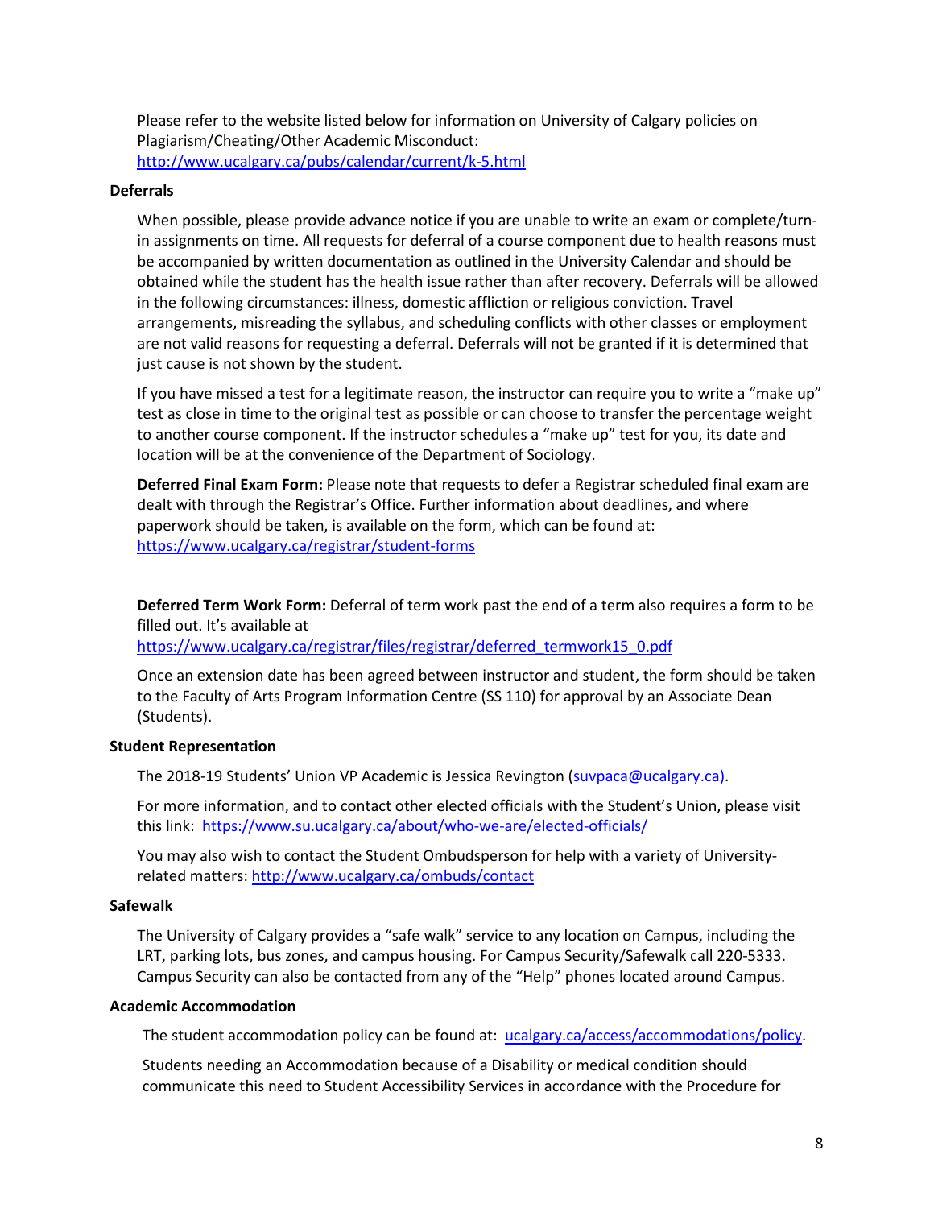Please refer to the website listed below for information on University of Calgary policies on Plagiarism/Cheating/Other Academic Misconduct:
http://www.ucalgary.ca/pubs/calendar/current/k-5.html

**Deferrals**

When possible, please provide advance notice if you are unable to write an exam or complete/turn-in assignments on time. All requests for deferral of a course component due to health reasons must be accompanied by written documentation as outlined in the University Calendar and should be obtained while the student has the health issue rather than after recovery. Deferrals will be allowed in the following circumstances: illness, domestic affliction or religious conviction. Travel arrangements, misreading the syllabus, and scheduling conflicts with other classes or employment are not valid reasons for requesting a deferral. Deferrals will not be granted if it is determined that just cause is not shown by the student.

If you have missed a test for a legitimate reason, the instructor can require you to write a "make up" test as close in time to the original test as possible or can choose to transfer the percentage weight to another course component. If the instructor schedules a "make up" test for you, its date and location will be at the convenience of the Department of Sociology.

**Deferred Final Exam Form:** Please note that requests to defer a Registrar scheduled final exam are dealt with through the Registrar's Office. Further information about deadlines, and where paperwork should be taken, is available on the form, which can be found at:
https://www.ucalgary.ca/registrar/student-forms

**Deferred Term Work Form:** Deferral of term work past the end of a term also requires a form to be filled out. It's available at
https://www.ucalgary.ca/registrar/files/registrar/deferred_termwork15_0.pdf

Once an extension date has been agreed between instructor and student, the form should be taken to the Faculty of Arts Program Information Centre (SS 110) for approval by an Associate Dean (Students).

**Student Representation**

The 2018-19 Students' Union VP Academic is Jessica Revington (suvpaca@ucalgary.ca).

For more information, and to contact other elected officials with the Student's Union, please visit this link: https://www.su.ucalgary.ca/about/who-we-are/elected-officials/

You may also wish to contact the Student Ombudsperson for help with a variety of University-related matters: http://www.ucalgary.ca/ombuds/contact

**Safewalk**

The University of Calgary provides a "safe walk" service to any location on Campus, including the LRT, parking lots, bus zones, and campus housing. For Campus Security/Safewalk call 220-5333. Campus Security can also be contacted from any of the "Help" phones located around Campus.

**Academic Accommodation**

The student accommodation policy can be found at: ucalgary.ca/access/accommodations/policy.

Students needing an Accommodation because of a Disability or medical condition should communicate this need to Student Accessibility Services in accordance with the Procedure for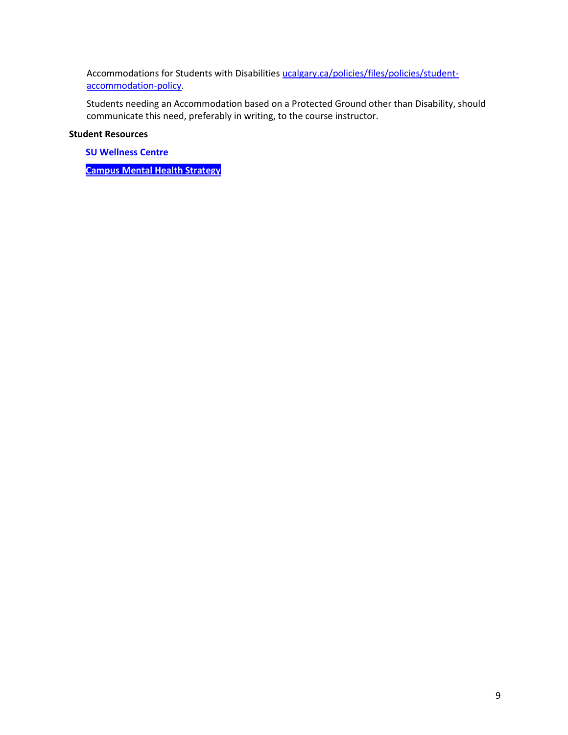Accommodations for Students with Disabilities [ucalgary.ca/policies/files/policies/student-accommodation-policy](ucalgary.ca/policies/files/policies/student-accommodation-policy).

Students needing an Accommodation based on a Protected Ground other than Disability, should communicate this need, preferably in writing, to the course instructor.

**Student Resources**

**SU Wellness Centre**

**Campus Mental Health Strategy**